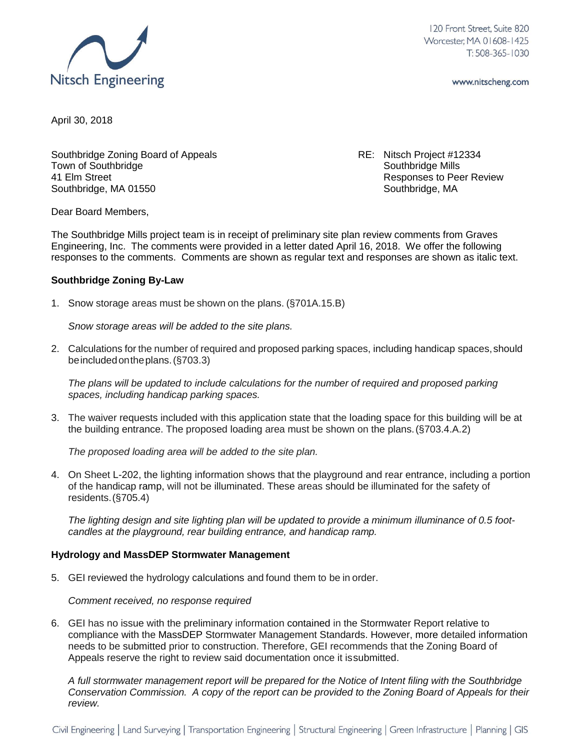Nitsch Engineering

120 Front Street, Suite 820
Worcester, MA 01608-1425
T: 508-365-1030

www.nitscheng.com

April 30, 2018

Southbridge Zoning Board of Appeals
Town of Southbridge
41 Elm Street
Southbridge, MA 01550

RE: Nitsch Project #12334
Southbridge Mills
Responses to Peer Review
Southbridge, MA

Dear Board Members,

The Southbridge Mills project team is in receipt of preliminary site plan review comments from Graves Engineering, Inc. The comments were provided in a letter dated April 16, 2018. We offer the following responses to the comments. Comments are shown as regular text and responses are shown as italic text.

**Southbridge Zoning By-Law**

1. Snow storage areas must be shown on the plans. (§701A.15.B)

   *Snow storage areas will be added to the site plans.*

2. Calculations for the number of required and proposed parking spaces, including handicap spaces, should be included on the plans. (§703.3)

   *The plans will be updated to include calculations for the number of required and proposed parking spaces, including handicap parking spaces.*

3. The waiver requests included with this application state that the loading space for this building will be at the building entrance. The proposed loading area must be shown on the plans. (§703.4.A.2)

   *The proposed loading area will be added to the site plan.*

4. On Sheet L-202, the lighting information shows that the playground and rear entrance, including a portion of the handicap ramp, will not be illuminated. These areas should be illuminated for the safety of residents. (§705.4)

   *The lighting design and site lighting plan will be updated to provide a minimum illuminance of 0.5 foot-candles at the playground, rear building entrance, and handicap ramp.*

**Hydrology and MassDEP Stormwater Management**

5. GEI reviewed the hydrology calculations and found them to be in order.

   *Comment received, no response required*

6. GEI has no issue with the preliminary information contained in the Stormwater Report relative to compliance with the MassDEP Stormwater Management Standards. However, more detailed information needs to be submitted prior to construction. Therefore, GEI recommends that the Zoning Board of Appeals reserve the right to review said documentation once it is submitted.

   *A full stormwater management report will be prepared for the Notice of Intent filing with the Southbridge Conservation Commission. A copy of the report can be provided to the Zoning Board of Appeals for their review.*

Civil Engineering | Land Surveying | Transportation Engineering | Structural Engineering | Green Infrastructure | Planning | GIS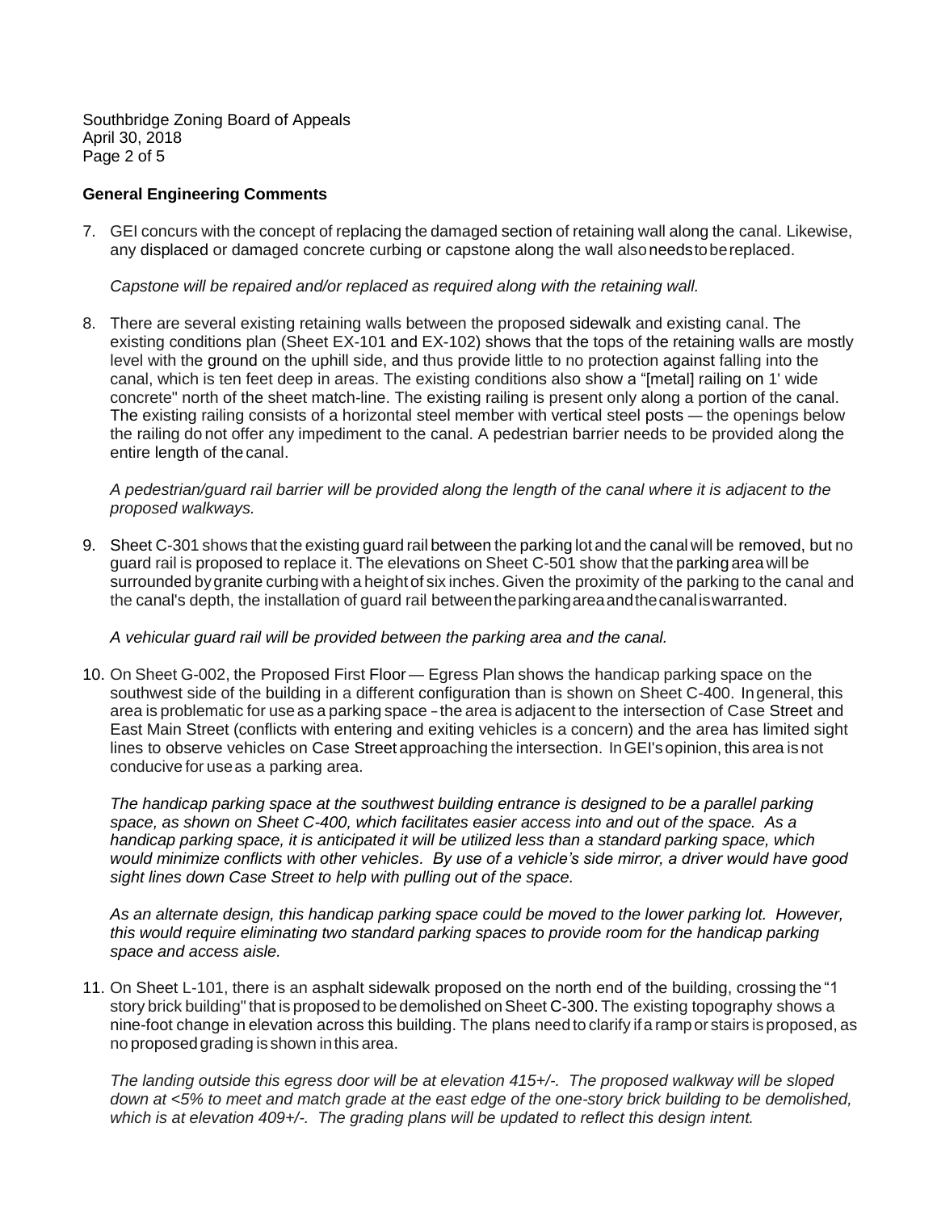**General Engineering Comments**

7. GEI concurs with the concept of replacing the damaged section of retaining wall along the canal. Likewise, any displaced or damaged concrete curbing or capstone along the wall also needs to be replaced.

   *Capstone will be repaired and/or replaced as required along with the retaining wall.*

8. There are several existing retaining walls between the proposed sidewalk and existing canal. The existing conditions plan (Sheet EX-101 and EX-102) shows that the tops of the retaining walls are mostly level with the ground on the uphill side, and thus provide little to no protection against falling into the canal, which is ten feet deep in areas. The existing conditions also show a "[metal] railing on 1' wide concrete" north of the sheet match-line. The existing railing is present only along a portion of the canal. The existing railing consists of a horizontal steel member with vertical steel posts — the openings below the railing do not offer any impediment to the canal. A pedestrian barrier needs to be provided along the entire length of the canal.

   *A pedestrian/guard rail barrier will be provided along the length of the canal where it is adjacent to the proposed walkways.*

9. Sheet C-301 shows that the existing guard rail between the parking lot and the canal will be removed, but no guard rail is proposed to replace it. The elevations on Sheet C-501 show that the parking area will be surrounded by granite curbing with a height of six inches. Given the proximity of the parking to the canal and the canal's depth, the installation of guard rail between the parking area and the canal is warranted.

   *A vehicular guard rail will be provided between the parking area and the canal.*

10. On Sheet G-002, the Proposed First Floor — Egress Plan shows the handicap parking space on the southwest side of the building in a different configuration than is shown on Sheet C-400. In general, this area is problematic for use as a parking space - the area is adjacent to the intersection of Case Street and East Main Street (conflicts with entering and exiting vehicles is a concern) and the area has limited sight lines to observe vehicles on Case Street approaching the intersection. In GEI's opinion, this area is not conducive for use as a parking area.

    *The handicap parking space at the southwest building entrance is designed to be a parallel parking space, as shown on Sheet C-400, which facilitates easier access into and out of the space. As a handicap parking space, it is anticipated it will be utilized less than a standard parking space, which would minimize conflicts with other vehicles. By use of a vehicle's side mirror, a driver would have good sight lines down Case Street to help with pulling out of the space.*

    *As an alternate design, this handicap parking space could be moved to the lower parking lot. However, this would require eliminating two standard parking spaces to provide room for the handicap parking space and access aisle.*

11. On Sheet L-101, there is an asphalt sidewalk proposed on the north end of the building, crossing the "1 story brick building" that is proposed to be demolished on Sheet C-300. The existing topography shows a nine-foot change in elevation across this building. The plans need to clarify if a ramp or stairs is proposed, as no proposed grading is shown in this area.

    *The landing outside this egress door will be at elevation 415+/-. The proposed walkway will be sloped down at <5% to meet and match grade at the east edge of the one-story brick building to be demolished, which is at elevation 409+/-. The grading plans will be updated to reflect this design intent.*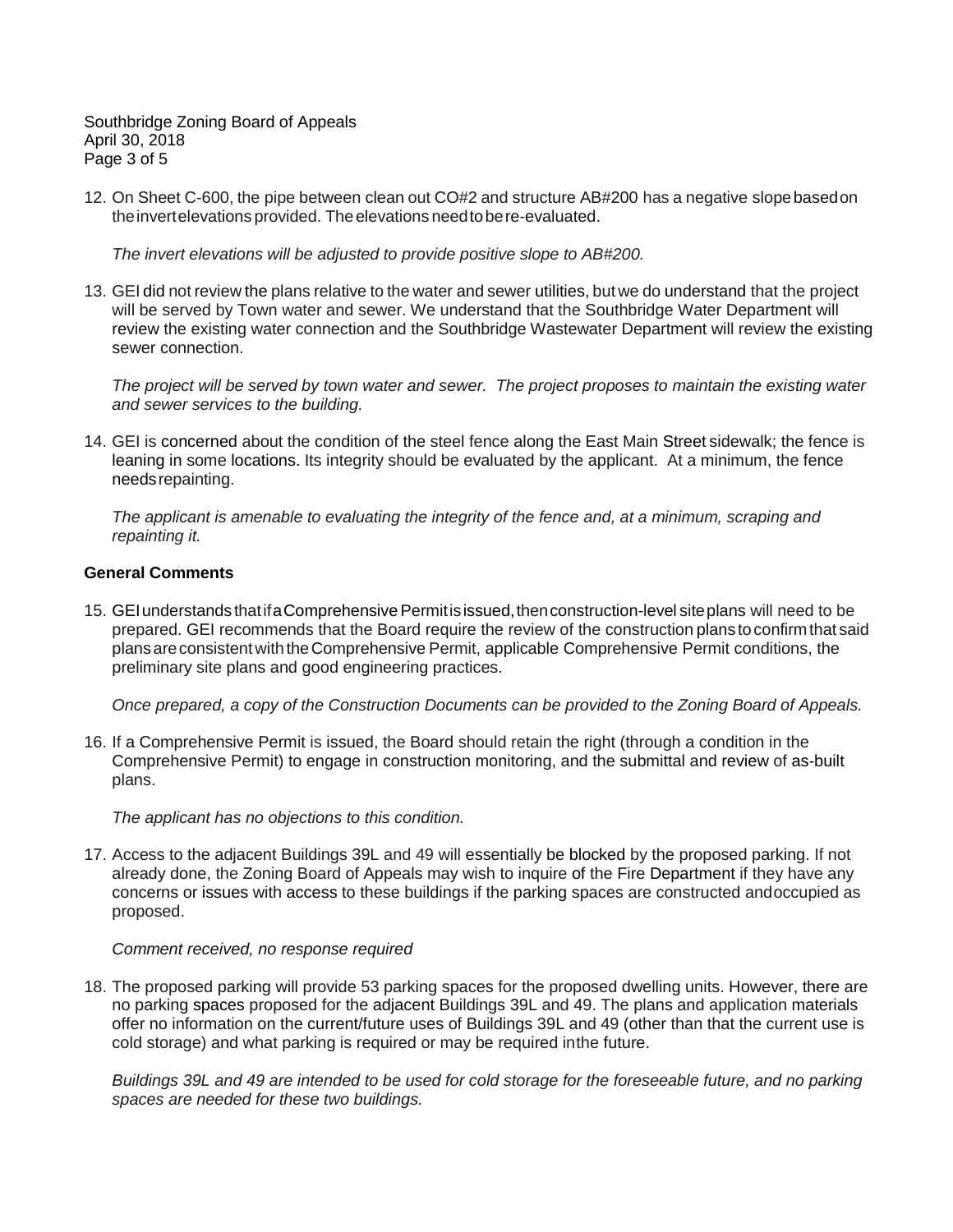12. On Sheet C-600, the pipe between clean out CO#2 and structure AB#200 has a negative slope based on the invert elevations provided. The elevations need to be re-evaluated.

    *The invert elevations will be adjusted to provide positive slope to AB#200.*

13. GEI did not review the plans relative to the water and sewer utilities, but we do understand that the project will be served by Town water and sewer. We understand that the Southbridge Water Department will review the existing water connection and the Southbridge Wastewater Department will review the existing sewer connection.

    *The project will be served by town water and sewer. The project proposes to maintain the existing water and sewer services to the building.*

14. GEI is concerned about the condition of the steel fence along the East Main Street sidewalk; the fence is leaning in some locations. Its integrity should be evaluated by the applicant. At a minimum, the fence needs repainting.

    *The applicant is amenable to evaluating the integrity of the fence and, at a minimum, scraping and repainting it.*

**General Comments**

15. GEI understands that if a Comprehensive Permit is issued, then construction-level site plans will need to be prepared. GEI recommends that the Board require the review of the construction plans to confirm that said plans are consistent with the Comprehensive Permit, applicable Comprehensive Permit conditions, the preliminary site plans and good engineering practices.

    *Once prepared, a copy of the Construction Documents can be provided to the Zoning Board of Appeals.*

16. If a Comprehensive Permit is issued, the Board should retain the right (through a condition in the Comprehensive Permit) to engage in construction monitoring, and the submittal and review of as-built plans.

    *The applicant has no objections to this condition.*

17. Access to the adjacent Buildings 39L and 49 will essentially be blocked by the proposed parking. If not already done, the Zoning Board of Appeals may wish to inquire of the Fire Department if they have any concerns or issues with access to these buildings if the parking spaces are constructed and occupied as proposed.

    *Comment received, no response required*

18. The proposed parking will provide 53 parking spaces for the proposed dwelling units. However, there are no parking spaces proposed for the adjacent Buildings 39L and 49. The plans and application materials offer no information on the current/future uses of Buildings 39L and 49 (other than that the current use is cold storage) and what parking is required or may be required in the future.

    *Buildings 39L and 49 are intended to be used for cold storage for the foreseeable future, and no parking spaces are needed for these two buildings.*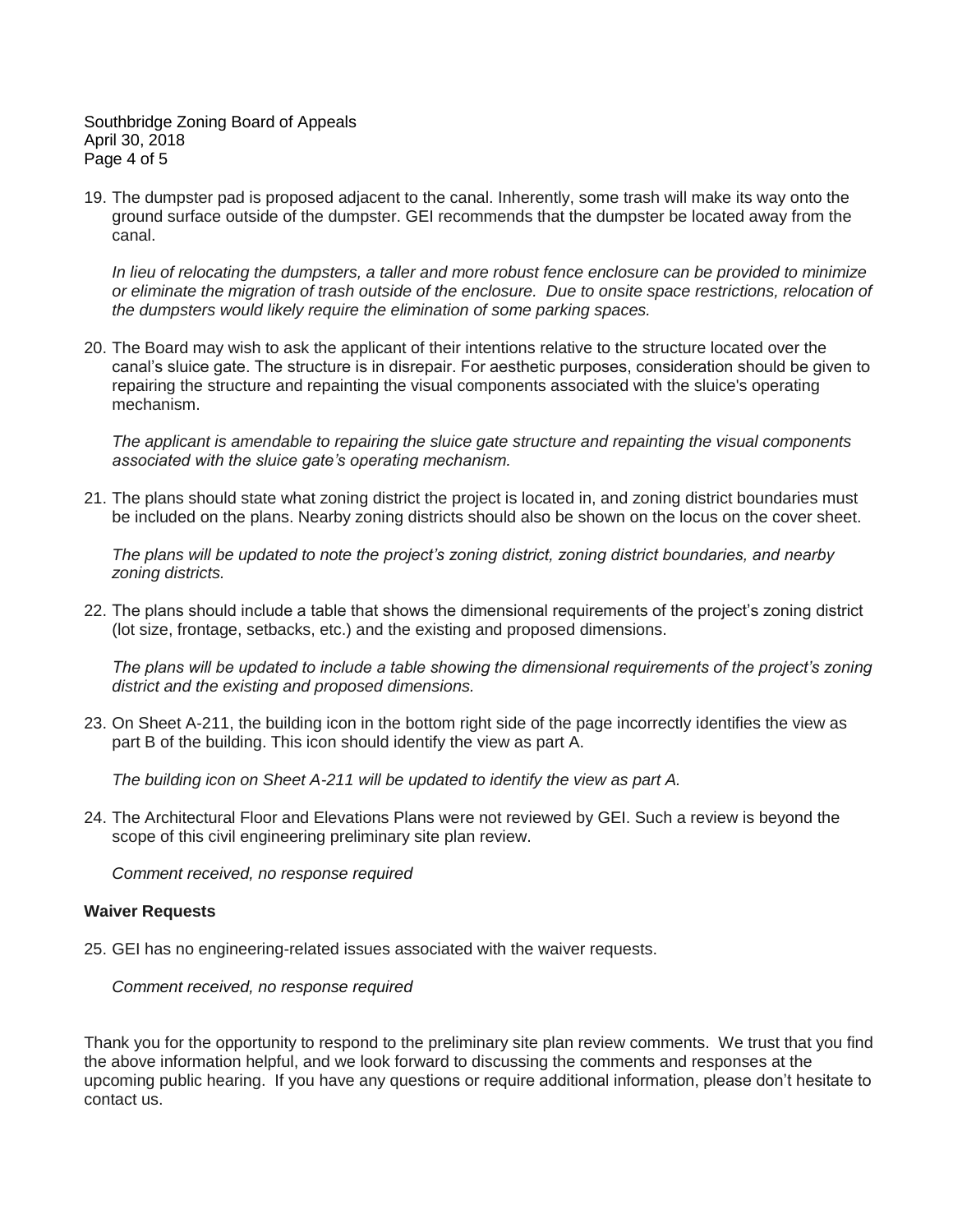19. The dumpster pad is proposed adjacent to the canal. Inherently, some trash will make its way onto the ground surface outside of the dumpster. GEI recommends that the dumpster be located away from the canal.

    *In lieu of relocating the dumpsters, a taller and more robust fence enclosure can be provided to minimize or eliminate the migration of trash outside of the enclosure. Due to onsite space restrictions, relocation of the dumpsters would likely require the elimination of some parking spaces.*

20. The Board may wish to ask the applicant of their intentions relative to the structure located over the canal's sluice gate. The structure is in disrepair. For aesthetic purposes, consideration should be given to repairing the structure and repainting the visual components associated with the sluice's operating mechanism.

    *The applicant is amendable to repairing the sluice gate structure and repainting the visual components associated with the sluice gate's operating mechanism.*

21. The plans should state what zoning district the project is located in, and zoning district boundaries must be included on the plans. Nearby zoning districts should also be shown on the locus on the cover sheet.

    *The plans will be updated to note the project's zoning district, zoning district boundaries, and nearby zoning districts.*

22. The plans should include a table that shows the dimensional requirements of the project's zoning district (lot size, frontage, setbacks, etc.) and the existing and proposed dimensions.

    *The plans will be updated to include a table showing the dimensional requirements of the project's zoning district and the existing and proposed dimensions.*

23. On Sheet A-211, the building icon in the bottom right side of the page incorrectly identifies the view as part B of the building. This icon should identify the view as part A.

    *The building icon on Sheet A-211 will be updated to identify the view as part A.*

24. The Architectural Floor and Elevations Plans were not reviewed by GEI. Such a review is beyond the scope of this civil engineering preliminary site plan review.

    *Comment received, no response required*

**Waiver Requests**

25. GEI has no engineering-related issues associated with the waiver requests.

    *Comment received, no response required*

Thank you for the opportunity to respond to the preliminary site plan review comments. We trust that you find the above information helpful, and we look forward to discussing the comments and responses at the upcoming public hearing. If you have any questions or require additional information, please don't hesitate to contact us.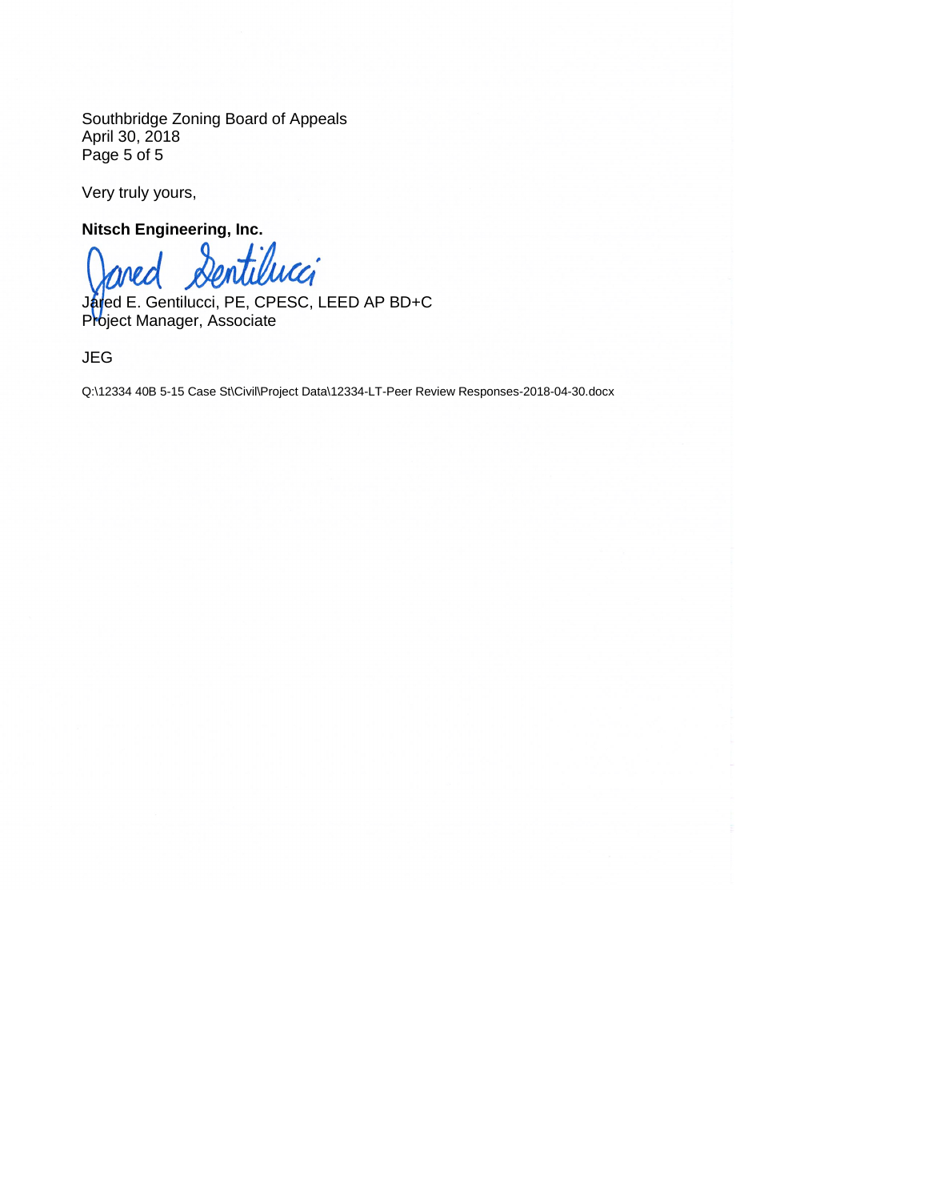Very truly yours,

**Nitsch Engineering, Inc.**

Jared E. Gentilucci, PE, CPESC, LEED AP BD+C
Project Manager, Associate

JEG

Q:\12334 40B 5-15 Case St\Civil\Project Data\12334-LT-Peer Review Responses-2018-04-30.docx